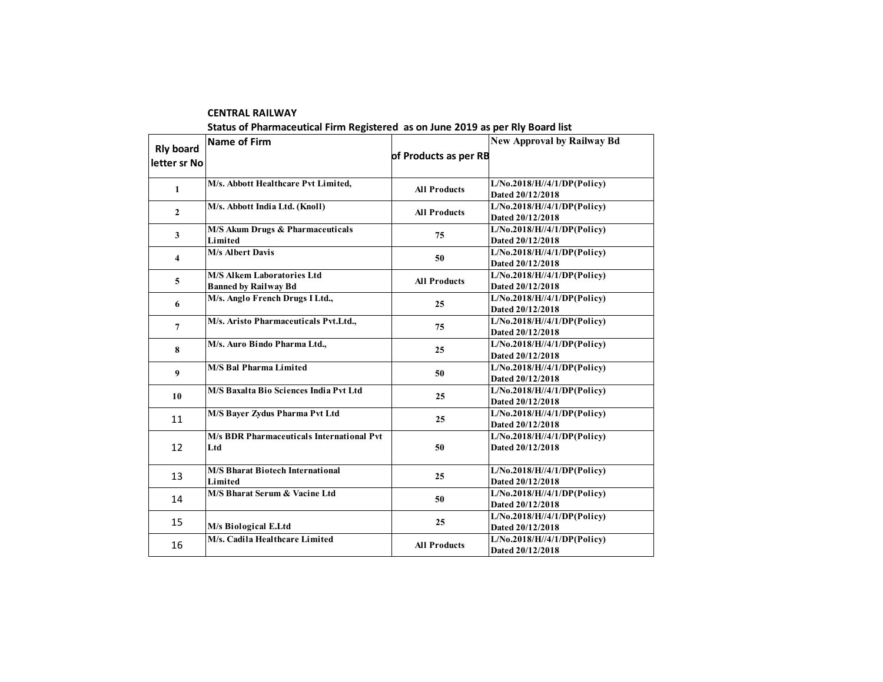**CENTRAL RAILWAY**

**Status of Pharmaceutical Firm Registered as on June 2019 as per Rly Board list**

| Rly board letter sr No | Name of Firm | of Products as per RB | New Approval by Railway Bd |
|---|---|---|---|
| 1 | M/s. Abbott Healthcare Pvt Limited, | All Products | L/No.2018/H//4/1/DP(Policy) Dated 20/12/2018 |
| 2 | M/s. Abbott India Ltd. (Knoll) | All Products | L/No.2018/H//4/1/DP(Policy) Dated 20/12/2018 |
| 3 | M/S Akum Drugs & Pharmaceuticals Limited | 75 | L/No.2018/H//4/1/DP(Policy) Dated 20/12/2018 |
| 4 | M/s Albert Davis | 50 | L/No.2018/H//4/1/DP(Policy) Dated 20/12/2018 |
| 5 | M/S Alkem Laboratories Ltd Banned by Railway Bd | All Products | L/No.2018/H//4/1/DP(Policy) Dated 20/12/2018 |
| 6 | M/s. Anglo French Drugs I Ltd., | 25 | L/No.2018/H//4/1/DP(Policy) Dated 20/12/2018 |
| 7 | M/s. Aristo Pharmaceuticals Pvt.Ltd., | 75 | L/No.2018/H//4/1/DP(Policy) Dated 20/12/2018 |
| 8 | M/s. Auro Bindo Pharma Ltd., | 25 | L/No.2018/H//4/1/DP(Policy) Dated 20/12/2018 |
| 9 | M/S Bal Pharma Limited | 50 | L/No.2018/H//4/1/DP(Policy) Dated 20/12/2018 |
| 10 | M/S Baxalta Bio Sciences India Pvt Ltd | 25 | L/No.2018/H//4/1/DP(Policy) Dated 20/12/2018 |
| 11 | M/S Bayer Zydus Pharma Pvt Ltd | 25 | L/No.2018/H//4/1/DP(Policy) Dated 20/12/2018 |
| 12 | M/s BDR Pharmaceuticals International Pvt Ltd | 50 | L/No.2018/H//4/1/DP(Policy) Dated 20/12/2018 |
| 13 | M/S Bharat Biotech International Limited | 25 | L/No.2018/H//4/1/DP(Policy) Dated 20/12/2018 |
| 14 | M/S Bharat Serum & Vacine Ltd | 50 | L/No.2018/H//4/1/DP(Policy) Dated 20/12/2018 |
| 15 | M/s Biological E.Ltd | 25 | L/No.2018/H//4/1/DP(Policy) Dated 20/12/2018 |
| 16 | M/s. Cadila Healthcare Limited | All Products | L/No.2018/H//4/1/DP(Policy) Dated 20/12/2018 |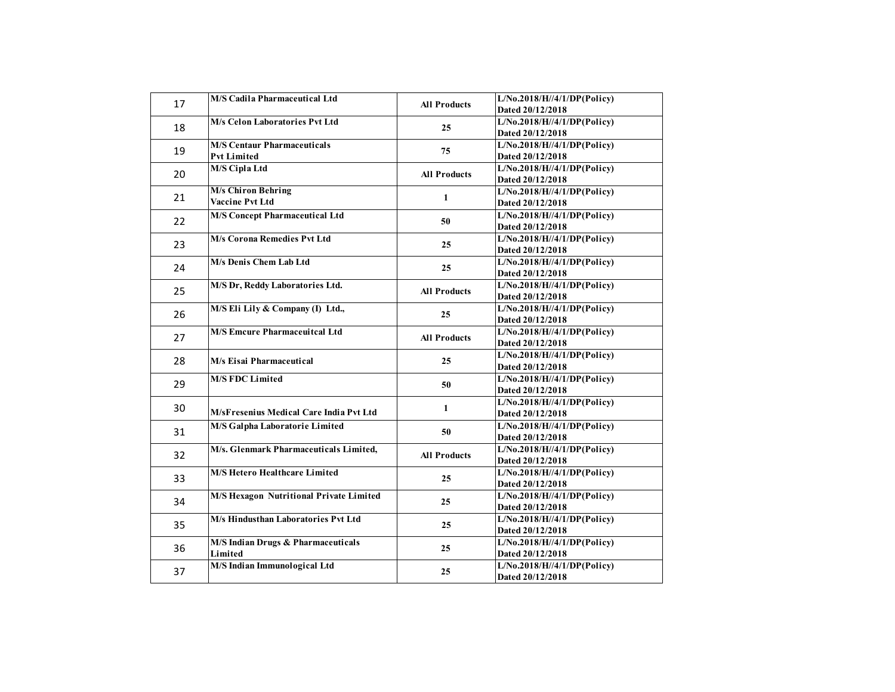| | | | |
|---|---|---|---|
| 17 | **M/S Cadila Pharmaceutical Ltd** | **All Products** | **L/No.2018/H//4/1/DP(Policy) Dated 20/12/2018** |
| 18 | **M/s Celon Laboratories Pvt Ltd** | **25** | **L/No.2018/H//4/1/DP(Policy) Dated 20/12/2018** |
| 19 | **M/S Centaur Pharmaceuticals Pvt Limited** | **75** | **L/No.2018/H//4/1/DP(Policy) Dated 20/12/2018** |
| 20 | **M/S Cipla Ltd** | **All Products** | **L/No.2018/H//4/1/DP(Policy) Dated 20/12/2018** |
| 21 | **M/s Chiron Behring Vaccine Pvt Ltd** | **1** | **L/No.2018/H//4/1/DP(Policy) Dated 20/12/2018** |
| 22 | **M/S Concept Pharmaceutical Ltd** | **50** | **L/No.2018/H//4/1/DP(Policy) Dated 20/12/2018** |
| 23 | **M/s Corona Remedies Pvt Ltd** | **25** | **L/No.2018/H//4/1/DP(Policy) Dated 20/12/2018** |
| 24 | **M/s Denis Chem Lab Ltd** | **25** | **L/No.2018/H//4/1/DP(Policy) Dated 20/12/2018** |
| 25 | **M/S Dr, Reddy Laboratories Ltd.** | **All Products** | **L/No.2018/H//4/1/DP(Policy) Dated 20/12/2018** |
| 26 | **M/S Eli Lily & Company (I) Ltd.,** | **25** | **L/No.2018/H//4/1/DP(Policy) Dated 20/12/2018** |
| 27 | **M/S Emcure Pharmaceuitcal Ltd** | **All Products** | **L/No.2018/H//4/1/DP(Policy) Dated 20/12/2018** |
| 28 | **M/s Eisai Pharmaceutical** | **25** | **L/No.2018/H//4/1/DP(Policy) Dated 20/12/2018** |
| 29 | **M/S FDC Limited** | **50** | **L/No.2018/H//4/1/DP(Policy) Dated 20/12/2018** |
| 30 | **M/sFresenius Medical Care India Pvt Ltd** | **1** | **L/No.2018/H//4/1/DP(Policy) Dated 20/12/2018** |
| 31 | **M/S Galpha Laboratorie Limited** | **50** | **L/No.2018/H//4/1/DP(Policy) Dated 20/12/2018** |
| 32 | **M/s. Glenmark Pharmaceuticals Limited,** | **All Products** | **L/No.2018/H//4/1/DP(Policy) Dated 20/12/2018** |
| 33 | **M/S Hetero Healthcare Limited** | **25** | **L/No.2018/H//4/1/DP(Policy) Dated 20/12/2018** |
| 34 | **M/S Hexagon Nutritional Private Limited** | **25** | **L/No.2018/H//4/1/DP(Policy) Dated 20/12/2018** |
| 35 | **M/s Hindusthan Laboratories Pvt Ltd** | **25** | **L/No.2018/H//4/1/DP(Policy) Dated 20/12/2018** |
| 36 | **M/S Indian Drugs & Pharmaceuticals Limited** | **25** | **L/No.2018/H//4/1/DP(Policy) Dated 20/12/2018** |
| 37 | **M/S Indian Immunological Ltd** | **25** | **L/No.2018/H//4/1/DP(Policy) Dated 20/12/2018** |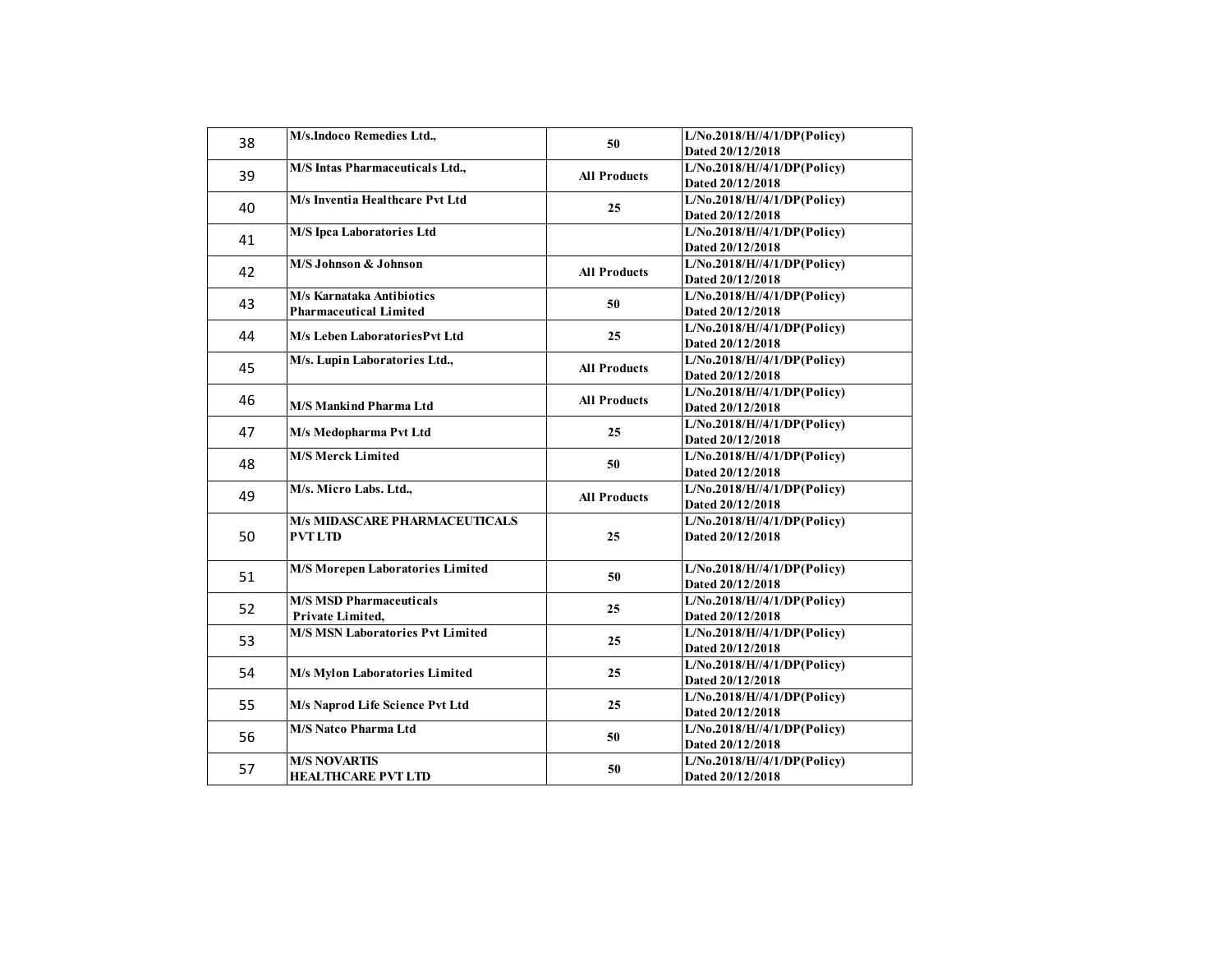| 38 | M/s.Indoco Remedies Ltd., | 50 | L/No.2018/H//4/1/DP(Policy) Dated 20/12/2018 |
|---|---|---|---|
| 39 | M/S Intas Pharmaceuticals Ltd., | All Products | L/No.2018/H//4/1/DP(Policy) Dated 20/12/2018 |
| 40 | M/s Inventia Healthcare Pvt Ltd | 25 | L/No.2018/H//4/1/DP(Policy) Dated 20/12/2018 |
| 41 | M/S Ipca Laboratories Ltd | | L/No.2018/H//4/1/DP(Policy) Dated 20/12/2018 |
| 42 | M/S Johnson & Johnson | All Products | L/No.2018/H//4/1/DP(Policy) Dated 20/12/2018 |
| 43 | M/s Karnataka Antibiotics Pharmaceutical Limited | 50 | L/No.2018/H//4/1/DP(Policy) Dated 20/12/2018 |
| 44 | M/s Leben LaboratoriesPvt Ltd | 25 | L/No.2018/H//4/1/DP(Policy) Dated 20/12/2018 |
| 45 | M/s. Lupin Laboratories Ltd., | All Products | L/No.2018/H//4/1/DP(Policy) Dated 20/12/2018 |
| 46 | M/S Mankind Pharma Ltd | All Products | L/No.2018/H//4/1/DP(Policy) Dated 20/12/2018 |
| 47 | M/s Medopharma Pvt Ltd | 25 | L/No.2018/H//4/1/DP(Policy) Dated 20/12/2018 |
| 48 | M/S Merck Limited | 50 | L/No.2018/H//4/1/DP(Policy) Dated 20/12/2018 |
| 49 | M/s. Micro Labs. Ltd., | All Products | L/No.2018/H//4/1/DP(Policy) Dated 20/12/2018 |
| 50 | M/s MIDASCARE PHARMACEUTICALS PVT LTD | 25 | L/No.2018/H//4/1/DP(Policy) Dated 20/12/2018 |
| 51 | M/S Morepen Laboratories Limited | 50 | L/No.2018/H//4/1/DP(Policy) Dated 20/12/2018 |
| 52 | M/S MSD Pharmaceuticals Private Limited, | 25 | L/No.2018/H//4/1/DP(Policy) Dated 20/12/2018 |
| 53 | M/S MSN Laboratories Pvt Limited | 25 | L/No.2018/H//4/1/DP(Policy) Dated 20/12/2018 |
| 54 | M/s Mylon Laboratories Limited | 25 | L/No.2018/H//4/1/DP(Policy) Dated 20/12/2018 |
| 55 | M/s Naprod Life Science Pvt Ltd | 25 | L/No.2018/H//4/1/DP(Policy) Dated 20/12/2018 |
| 56 | M/S Natco Pharma Ltd | 50 | L/No.2018/H//4/1/DP(Policy) Dated 20/12/2018 |
| 57 | M/S NOVARTIS HEALTHCARE PVT LTD | 50 | L/No.2018/H//4/1/DP(Policy) Dated 20/12/2018 |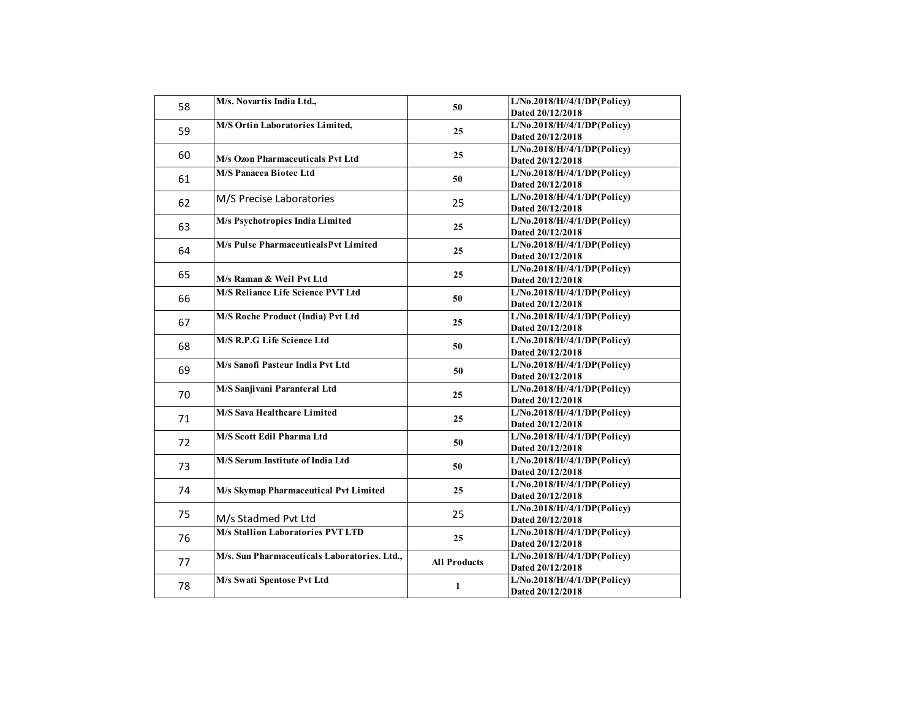| 58 | M/s. Novartis India Ltd., | 50 | L/No.2018/H//4/1/DP(Policy) Dated 20/12/2018 |
|---|---|---|---|
| 59 | M/S Ortin Laboratories Limited, | 25 | L/No.2018/H//4/1/DP(Policy) Dated 20/12/2018 |
| 60 | M/s Ozon Pharmaceuticals Pvt Ltd | 25 | L/No.2018/H//4/1/DP(Policy) Dated 20/12/2018 |
| 61 | M/S Panacea Biotec Ltd | 50 | L/No.2018/H//4/1/DP(Policy) Dated 20/12/2018 |
| 62 | M/S Precise Laboratories | 25 | L/No.2018/H//4/1/DP(Policy) Dated 20/12/2018 |
| 63 | M/s Psychotropics India Limited | 25 | L/No.2018/H//4/1/DP(Policy) Dated 20/12/2018 |
| 64 | M/s Pulse PharmaceuticalsPvt Limited | 25 | L/No.2018/H//4/1/DP(Policy) Dated 20/12/2018 |
| 65 | M/s Raman & Weil Pvt Ltd | 25 | L/No.2018/H//4/1/DP(Policy) Dated 20/12/2018 |
| 66 | M/S Reliance Life Science PVT Ltd | 50 | L/No.2018/H//4/1/DP(Policy) Dated 20/12/2018 |
| 67 | M/S Roche Product (India) Pvt Ltd | 25 | L/No.2018/H//4/1/DP(Policy) Dated 20/12/2018 |
| 68 | M/S R.P.G Life Science Ltd | 50 | L/No.2018/H//4/1/DP(Policy) Dated 20/12/2018 |
| 69 | M/s Sanofi Pasteur India Pvt Ltd | 50 | L/No.2018/H//4/1/DP(Policy) Dated 20/12/2018 |
| 70 | M/S Sanjivani Paranteral Ltd | 25 | L/No.2018/H//4/1/DP(Policy) Dated 20/12/2018 |
| 71 | M/S Sava Healthcare Limited | 25 | L/No.2018/H//4/1/DP(Policy) Dated 20/12/2018 |
| 72 | M/S Scott Edil Pharma Ltd | 50 | L/No.2018/H//4/1/DP(Policy) Dated 20/12/2018 |
| 73 | M/S Serum Institute of India Ltd | 50 | L/No.2018/H//4/1/DP(Policy) Dated 20/12/2018 |
| 74 | M/s Skymap Pharmaceutical Pvt Limited | 25 | L/No.2018/H//4/1/DP(Policy) Dated 20/12/2018 |
| 75 | M/s Stadmed Pvt Ltd | 25 | L/No.2018/H//4/1/DP(Policy) Dated 20/12/2018 |
| 76 | M/s Stallion Laboratories PVT LTD | 25 | L/No.2018/H//4/1/DP(Policy) Dated 20/12/2018 |
| 77 | M/s. Sun Pharmaceuticals Laboratories. Ltd., | All Products | L/No.2018/H//4/1/DP(Policy) Dated 20/12/2018 |
| 78 | M/s Swati Spentose Pvt Ltd | 1 | L/No.2018/H//4/1/DP(Policy) Dated 20/12/2018 |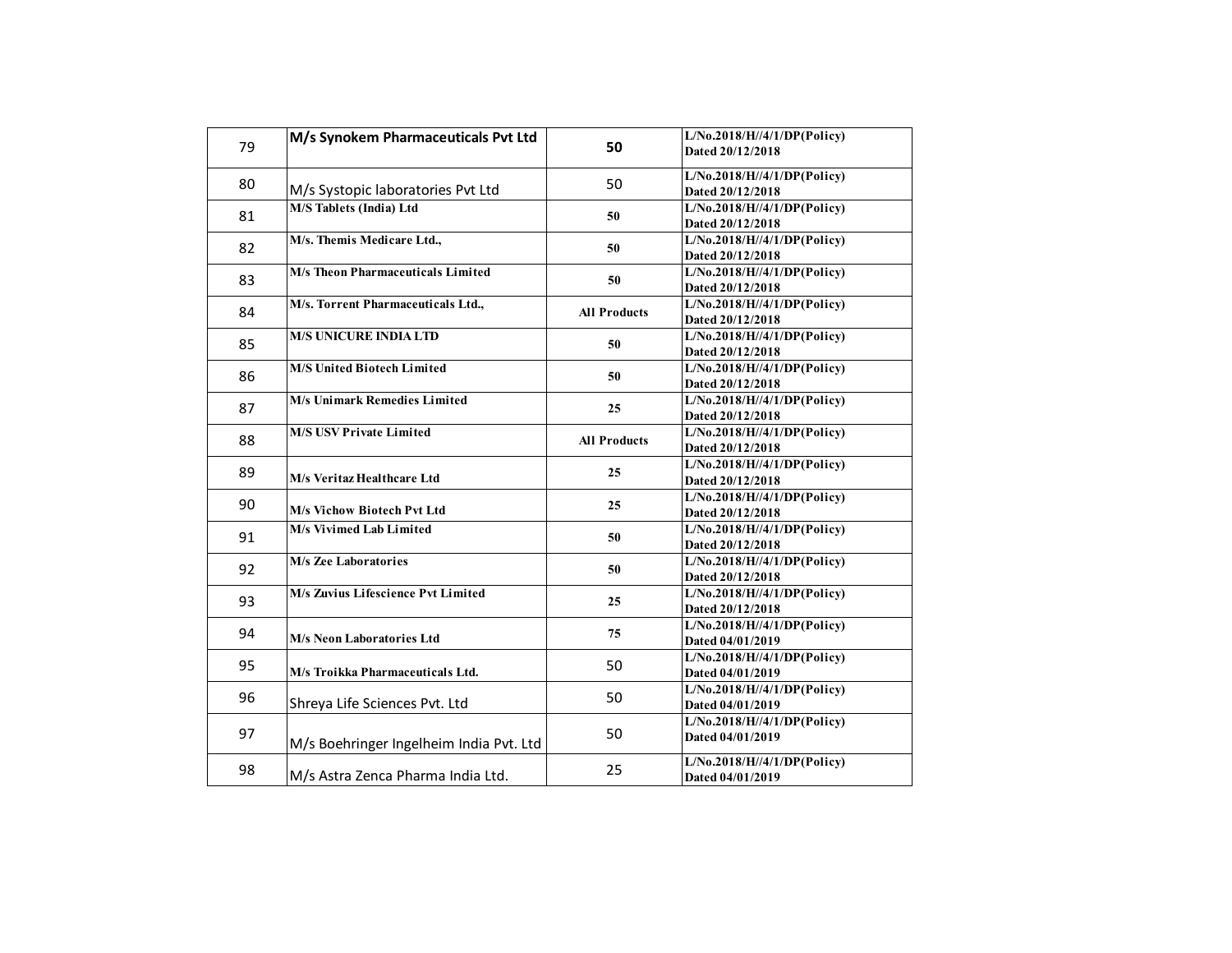| 79 | M/s Synokem Pharmaceuticals Pvt Ltd | 50 | L/No.2018/H//4/1/DP(Policy) Dated 20/12/2018 |
|---|---|---|---|
| 80 | M/s Systopic laboratories Pvt Ltd | 50 | L/No.2018/H//4/1/DP(Policy) Dated 20/12/2018 |
| 81 | M/S Tablets (India) Ltd | 50 | L/No.2018/H//4/1/DP(Policy) Dated 20/12/2018 |
| 82 | M/s. Themis Medicare Ltd., | 50 | L/No.2018/H//4/1/DP(Policy) Dated 20/12/2018 |
| 83 | M/s Theon Pharmaceuticals Limited | 50 | L/No.2018/H//4/1/DP(Policy) Dated 20/12/2018 |
| 84 | M/s. Torrent Pharmaceuticals Ltd., | All Products | L/No.2018/H//4/1/DP(Policy) Dated 20/12/2018 |
| 85 | M/S UNICURE INDIA LTD | 50 | L/No.2018/H//4/1/DP(Policy) Dated 20/12/2018 |
| 86 | M/S United Biotech Limited | 50 | L/No.2018/H//4/1/DP(Policy) Dated 20/12/2018 |
| 87 | M/s Unimark Remedies Limited | 25 | L/No.2018/H//4/1/DP(Policy) Dated 20/12/2018 |
| 88 | M/S USV Private Limited | All Products | L/No.2018/H//4/1/DP(Policy) Dated 20/12/2018 |
| 89 | M/s Veritaz Healthcare Ltd | 25 | L/No.2018/H//4/1/DP(Policy) Dated 20/12/2018 |
| 90 | M/s Vichow Biotech Pvt Ltd | 25 | L/No.2018/H//4/1/DP(Policy) Dated 20/12/2018 |
| 91 | M/s Vivimed Lab Limited | 50 | L/No.2018/H//4/1/DP(Policy) Dated 20/12/2018 |
| 92 | M/s Zee Laboratories | 50 | L/No.2018/H//4/1/DP(Policy) Dated 20/12/2018 |
| 93 | M/s Zuvius Lifescience Pvt Limited | 25 | L/No.2018/H//4/1/DP(Policy) Dated 20/12/2018 |
| 94 | M/s Neon Laboratories Ltd | 75 | L/No.2018/H//4/1/DP(Policy) Dated 04/01/2019 |
| 95 | M/s Troikka Pharmaceuticals Ltd. | 50 | L/No.2018/H//4/1/DP(Policy) Dated 04/01/2019 |
| 96 | Shreya Life Sciences Pvt. Ltd | 50 | L/No.2018/H//4/1/DP(Policy) Dated 04/01/2019 |
| 97 | M/s Boehringer Ingelheim India Pvt. Ltd | 50 | L/No.2018/H//4/1/DP(Policy) Dated 04/01/2019 |
| 98 | M/s Astra Zenca Pharma India Ltd. | 25 | L/No.2018/H//4/1/DP(Policy) Dated 04/01/2019 |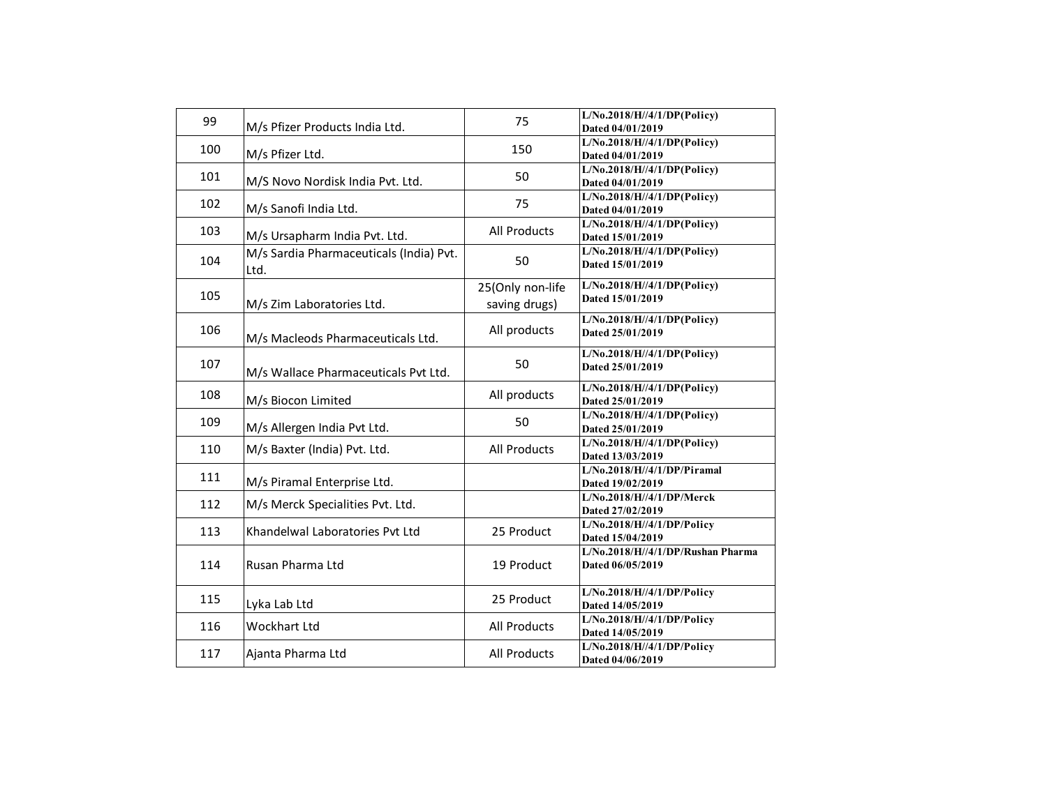| | | | |
|---|---|---|---|
| 99 | M/s Pfizer Products India Ltd. | 75 | L/No.2018/H//4/1/DP(Policy) Dated 04/01/2019 |
| 100 | M/s Pfizer Ltd. | 150 | L/No.2018/H//4/1/DP(Policy) Dated 04/01/2019 |
| 101 | M/S Novo Nordisk India Pvt. Ltd. | 50 | L/No.2018/H//4/1/DP(Policy) Dated 04/01/2019 |
| 102 | M/s Sanofi India Ltd. | 75 | L/No.2018/H//4/1/DP(Policy) Dated 04/01/2019 |
| 103 | M/s Ursapharm India Pvt. Ltd. | All Products | L/No.2018/H//4/1/DP(Policy) Dated 15/01/2019 |
| 104 | M/s Sardia Pharmaceuticals (India) Pvt. Ltd. | 50 | L/No.2018/H//4/1/DP(Policy) Dated 15/01/2019 |
| 105 | M/s Zim Laboratories Ltd. | 25(Only non-life saving drugs) | L/No.2018/H//4/1/DP(Policy) Dated 15/01/2019 |
| 106 | M/s Macleods Pharmaceuticals Ltd. | All products | L/No.2018/H//4/1/DP(Policy) Dated 25/01/2019 |
| 107 | M/s Wallace Pharmaceuticals Pvt Ltd. | 50 | L/No.2018/H//4/1/DP(Policy) Dated 25/01/2019 |
| 108 | M/s Biocon Limited | All products | L/No.2018/H//4/1/DP(Policy) Dated 25/01/2019 |
| 109 | M/s Allergen India Pvt Ltd. | 50 | L/No.2018/H//4/1/DP(Policy) Dated 25/01/2019 |
| 110 | M/s Baxter (India) Pvt. Ltd. | All Products | L/No.2018/H//4/1/DP(Policy) Dated 13/03/2019 |
| 111 | M/s Piramal Enterprise Ltd. | | L/No.2018/H//4/1/DP/Piramal Dated 19/02/2019 |
| 112 | M/s Merck Specialities Pvt. Ltd. | | L/No.2018/H//4/1/DP/Merck Dated 27/02/2019 |
| 113 | Khandelwal Laboratories Pvt Ltd | 25 Product | L/No.2018/H//4/1/DP/Policy Dated 15/04/2019 |
| 114 | Rusan Pharma Ltd | 19 Product | L/No.2018/H//4/1/DP/Rushan Pharma Dated 06/05/2019 |
| 115 | Lyka Lab Ltd | 25 Product | L/No.2018/H//4/1/DP/Policy Dated 14/05/2019 |
| 116 | Wockhart Ltd | All Products | L/No.2018/H//4/1/DP/Policy Dated 14/05/2019 |
| 117 | Ajanta Pharma Ltd | All Products | L/No.2018/H//4/1/DP/Policy Dated 04/06/2019 |